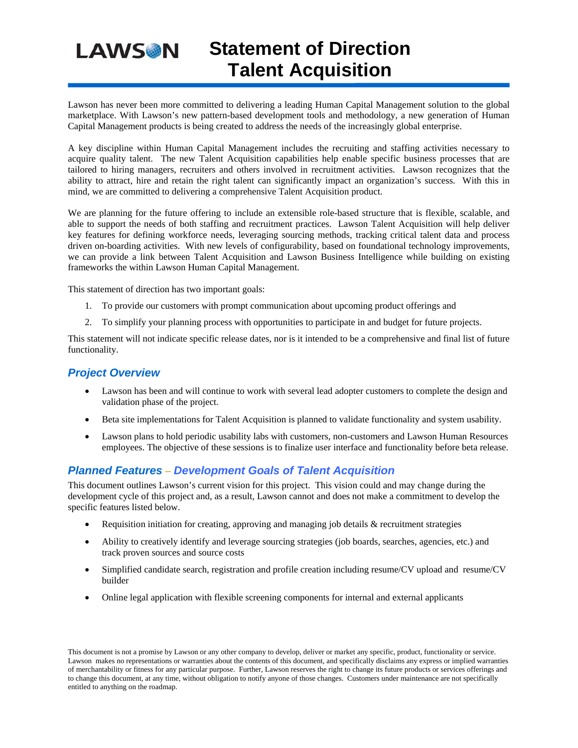# Statement of Direction Talent Acquisition

Lawson has never been more committed to delivering a leading Human Capital Management solution to the global marketplace. With Lawson's new pattern-based development tools and methodology, a new generation of Human Capital Management products is being created to address the needs of the increasingly global enterprise.

A key discipline within Human Capital Management includes the recruiting and staffing activities necessary to acquire quality talent. The new Talent Acquisition capabilities help enable specific business processes that are tailored to hiring managers, recruiters and others involved in recruitment activities. Lawson recognizes that the ability to attract, hire and retain the right talent can significantly impact an organization's success. With this in mind, we are committed to delivering a comprehensive Talent Acquisition product.

We are planning for the future offering to include an extensible role-based structure that is flexible, scalable, and able to support the needs of both staffing and recruitment practices. Lawson Talent Acquisition will help deliver key features for defining workforce needs, leveraging sourcing methods, tracking critical talent data and process driven on-boarding activities. With new levels of configurability, based on foundational technology improvements, we can provide a link between Talent Acquisition and Lawson Business Intelligence while building on existing frameworks the within Lawson Human Capital Management.

This statement of direction has two important goals:

1. To provide our customers with prompt communication about upcoming product offerings and
2. To simplify your planning process with opportunities to participate in and budget for future projects.

This statement will not indicate specific release dates, nor is it intended to be a comprehensive and final list of future functionality.

## Project Overview

- Lawson has been and will continue to work with several lead adopter customers to complete the design and validation phase of the project.
- Beta site implementations for Talent Acquisition is planned to validate functionality and system usability.
- Lawson plans to hold periodic usability labs with customers, non-customers and Lawson Human Resources employees. The objective of these sessions is to finalize user interface and functionality before beta release.

## Planned Features – Development Goals of Talent Acquisition

This document outlines Lawson's current vision for this project. This vision could and may change during the development cycle of this project and, as a result, Lawson cannot and does not make a commitment to develop the specific features listed below.

- Requisition initiation for creating, approving and managing job details & recruitment strategies
- Ability to creatively identify and leverage sourcing strategies (job boards, searches, agencies, etc.) and track proven sources and source costs
- Simplified candidate search, registration and profile creation including resume/CV upload and resume/CV builder
- Online legal application with flexible screening components for internal and external applicants

This document is not a promise by Lawson or any other company to develop, deliver or market any specific, product, functionality or service. Lawson makes no representations or warranties about the contents of this document, and specifically disclaims any express or implied warranties of merchantability or fitness for any particular purpose. Further, Lawson reserves the right to change its future products or services offerings and to change this document, at any time, without obligation to notify anyone of those changes. Customers under maintenance are not specifically entitled to anything on the roadmap.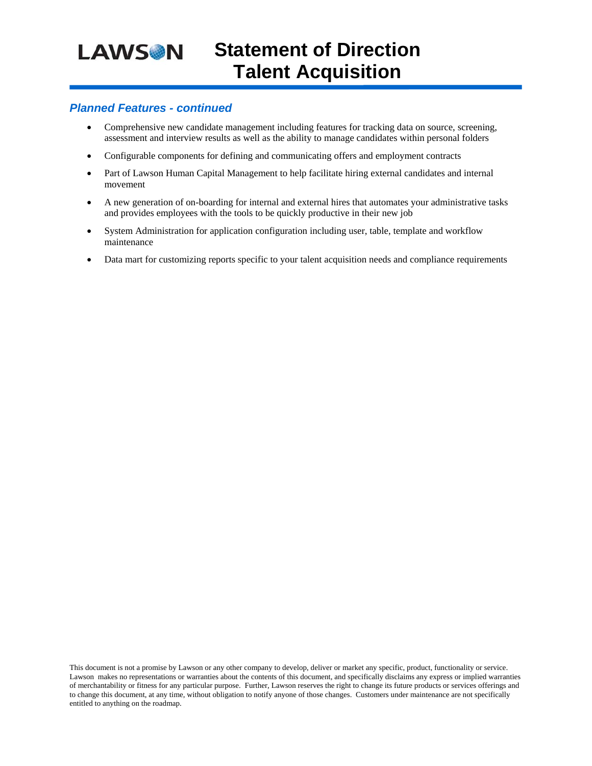## *Planned Features - continued*

- Comprehensive new candidate management including features for tracking data on source, screening, assessment and interview results as well as the ability to manage candidates within personal folders
- Configurable components for defining and communicating offers and employment contracts
- Part of Lawson Human Capital Management to help facilitate hiring external candidates and internal movement
- A new generation of on-boarding for internal and external hires that automates your administrative tasks and provides employees with the tools to be quickly productive in their new job
- System Administration for application configuration including user, table, template and workflow maintenance
- Data mart for customizing reports specific to your talent acquisition needs and compliance requirements

This document is not a promise by Lawson or any other company to develop, deliver or market any specific, product, functionality or service. Lawson makes no representations or warranties about the contents of this document, and specifically disclaims any express or implied warranties of merchantability or fitness for any particular purpose. Further, Lawson reserves the right to change its future products or services offerings and to change this document, at any time, without obligation to notify anyone of those changes. Customers under maintenance are not specifically entitled to anything on the roadmap.